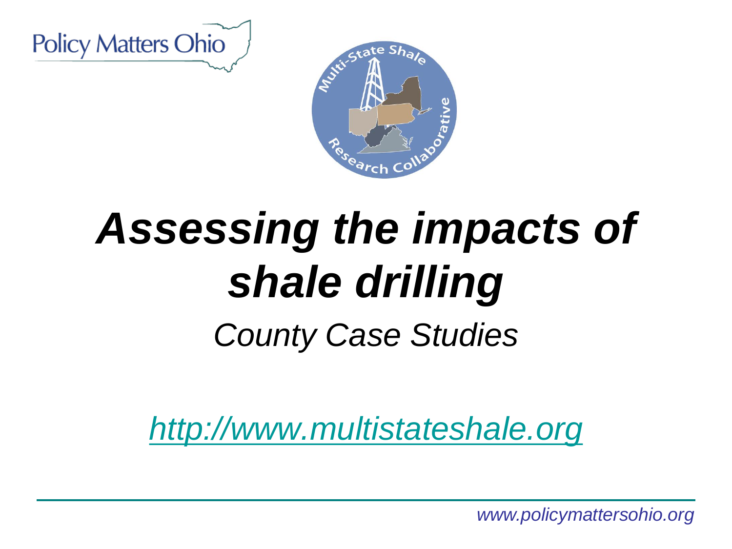Policy Matters Ohio

Multi-State Shale Research Collaborative

# *Assessing the impacts of shale drilling*

*County Case Studies*

*http://www.multistateshale.org*

*www.policymattersohio.org*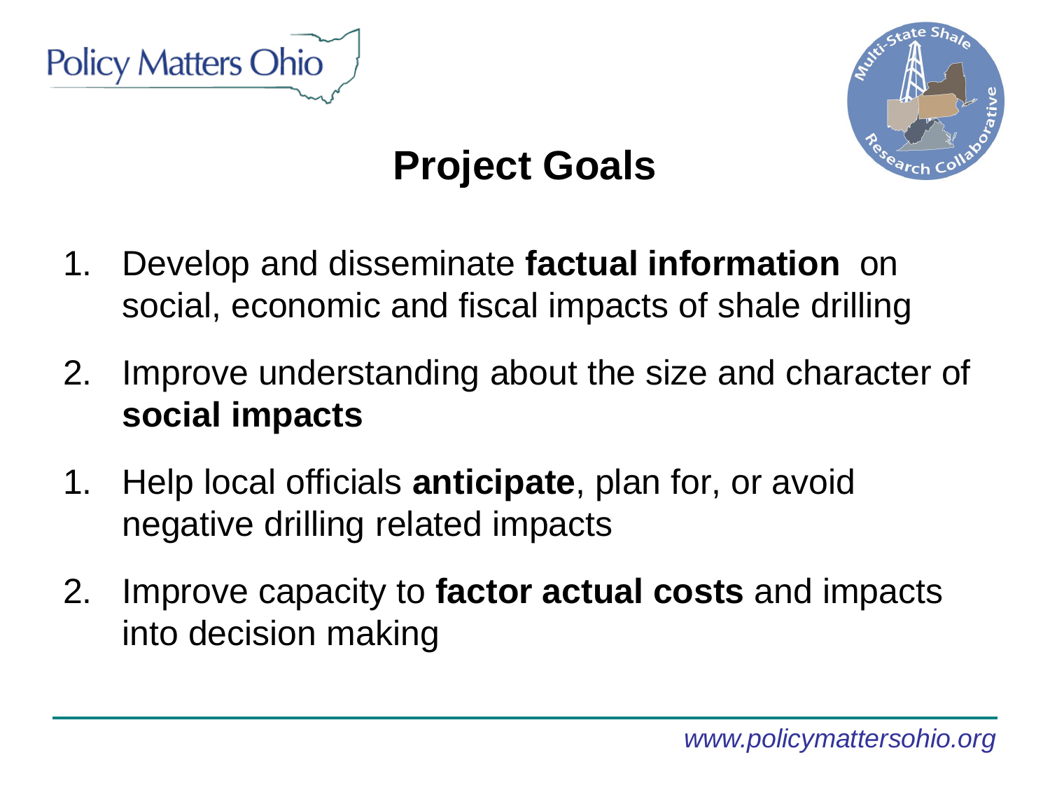# Project Goals

1. Develop and disseminate **factual information** on social, economic and fiscal impacts of shale drilling
2. Improve understanding about the size and character of **social impacts**
1. Help local officials **anticipate**, plan for, or avoid negative drilling related impacts
2. Improve capacity to **factor actual costs** and impacts into decision making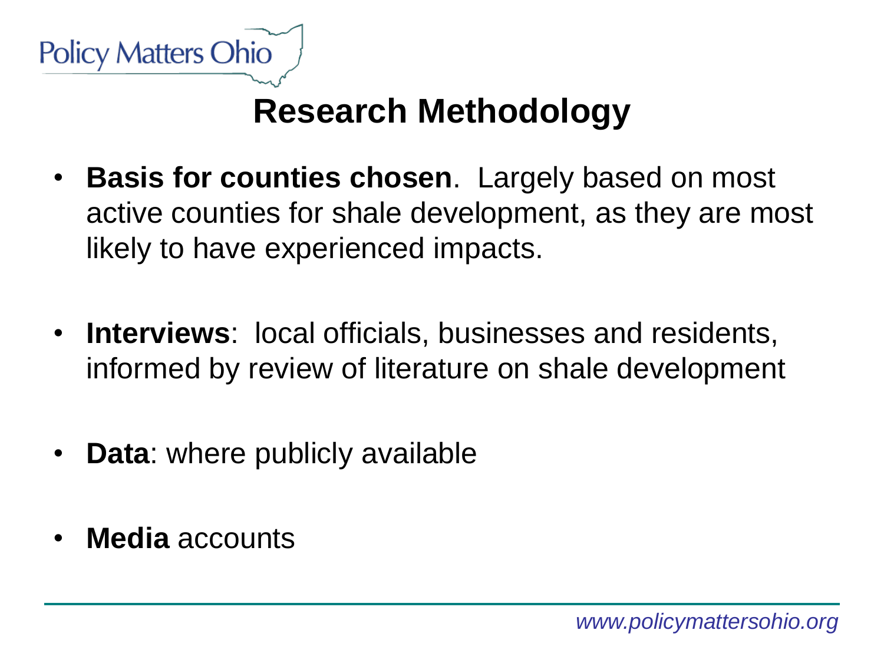# Research Methodology

- **Basis for counties chosen**. Largely based on most active counties for shale development, as they are most likely to have experienced impacts.
- **Interviews**: local officials, businesses and residents, informed by review of literature on shale development
- **Data**: where publicly available
- **Media** accounts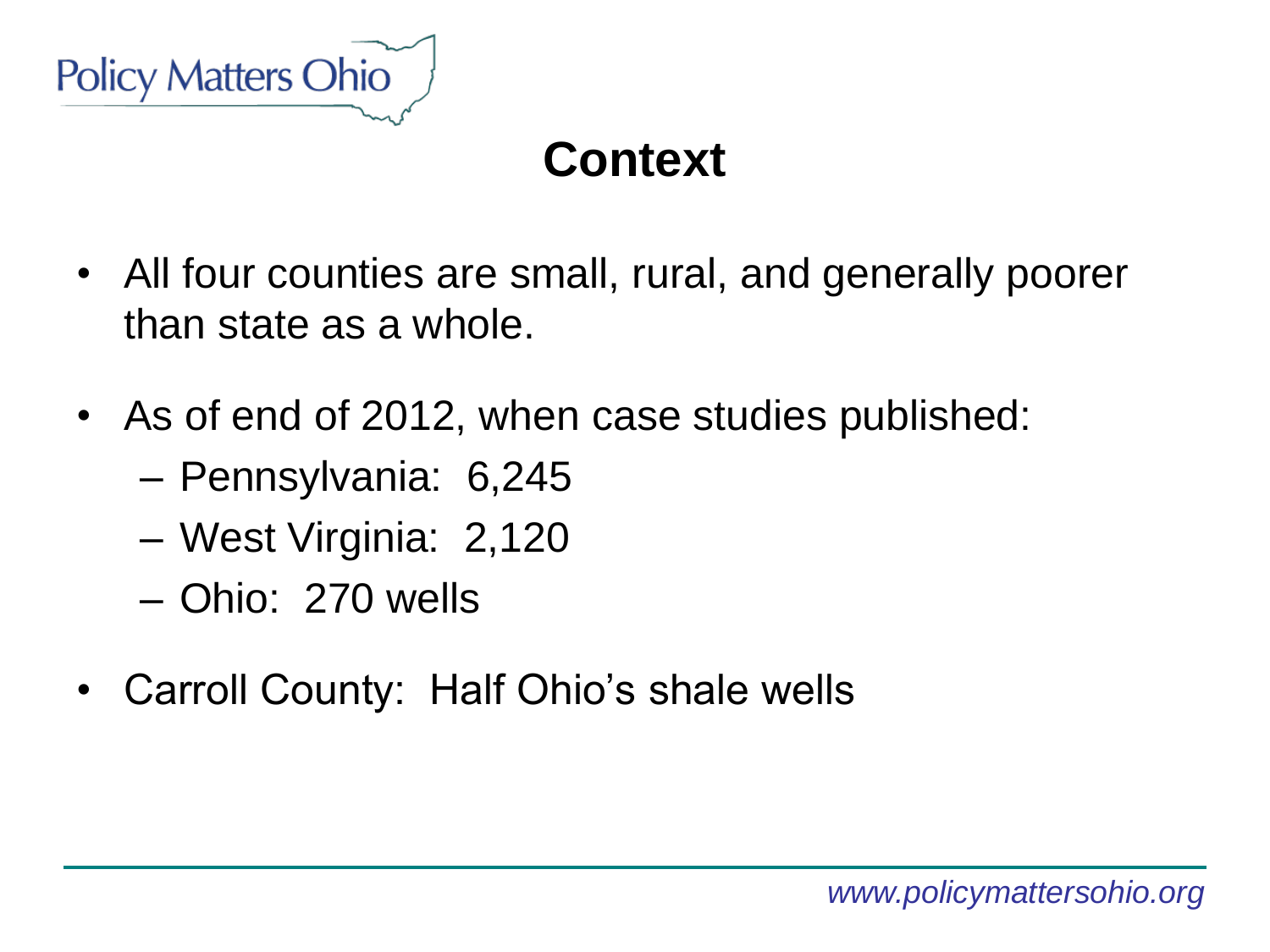# Context

- All four counties are small, rural, and generally poorer than state as a whole.
- As of end of 2012, when case studies published:
  - Pennsylvania: 6,245
  - West Virginia: 2,120
  - Ohio: 270 wells
- Carroll County: Half Ohio's shale wells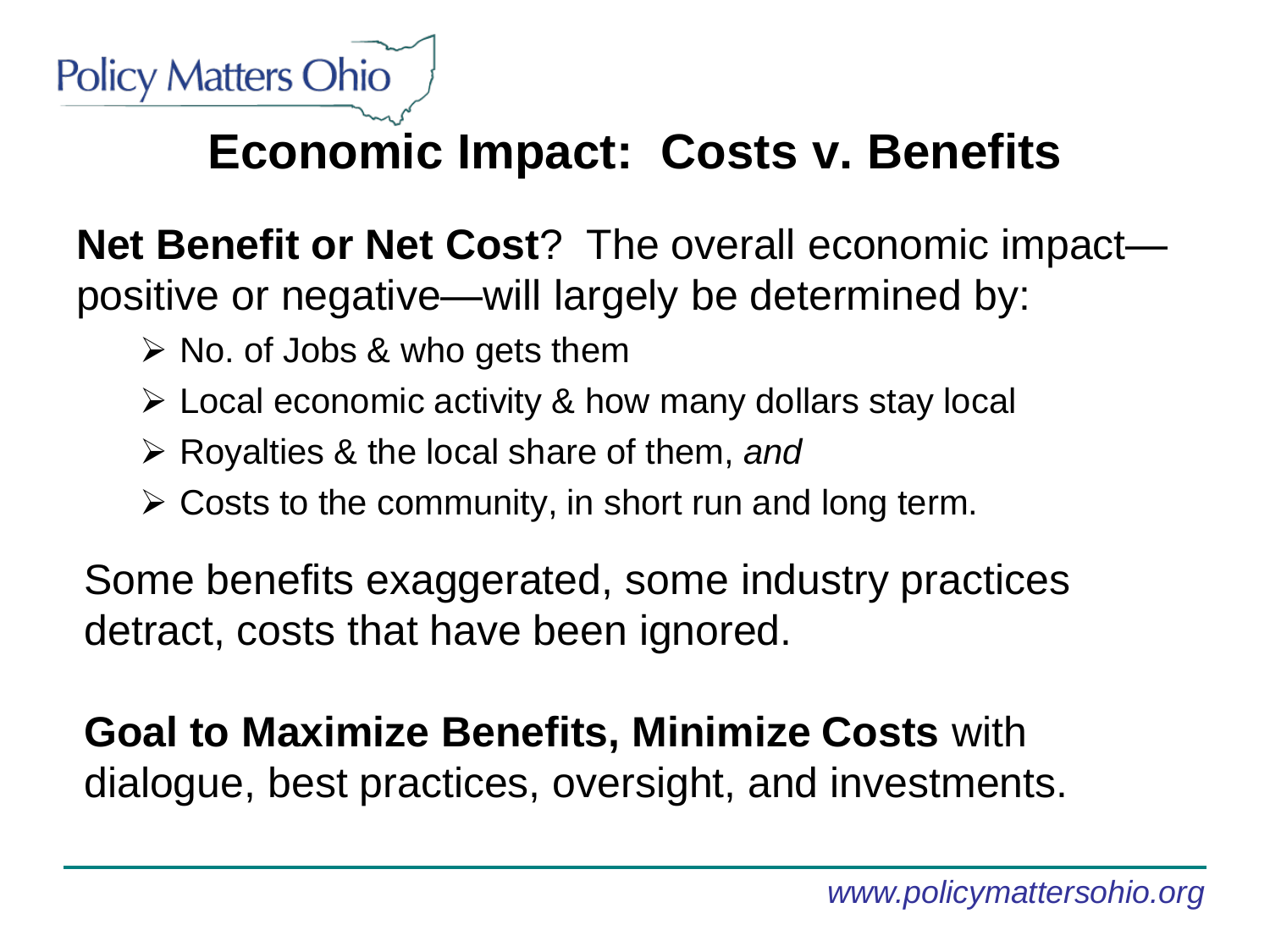# Economic Impact: Costs v. Benefits

**Net Benefit or Net Cost**? The overall economic impact—positive or negative—will largely be determined by:

- No. of Jobs & who gets them
- Local economic activity & how many dollars stay local
- Royalties & the local share of them, *and*
- Costs to the community, in short run and long term.

Some benefits exaggerated, some industry practices detract, costs that have been ignored.

**Goal to Maximize Benefits, Minimize Costs** with dialogue, best practices, oversight, and investments.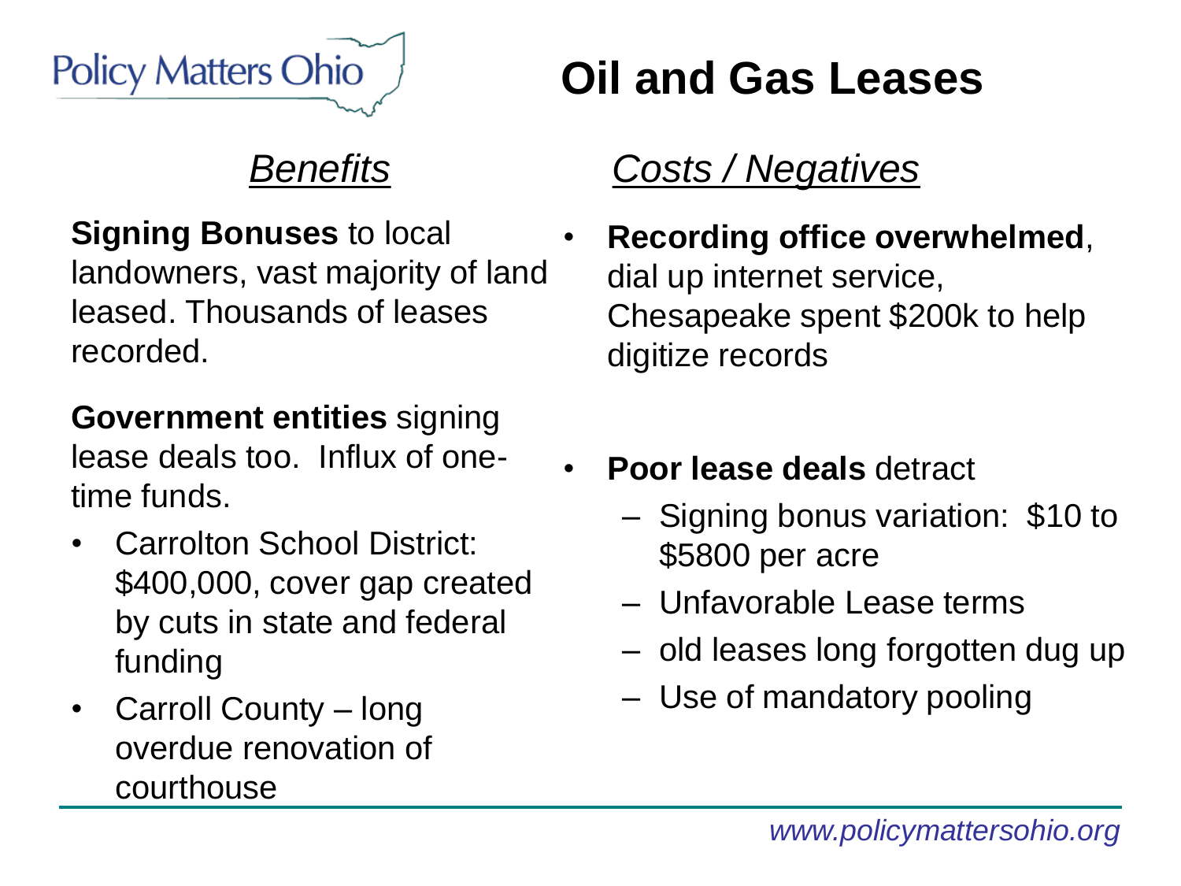Policy Matters Ohio

# Oil and Gas Leases

## *Benefits*

**Signing Bonuses** to local landowners, vast majority of land leased. Thousands of leases recorded.

**Government entities** signing lease deals too. Influx of one-time funds.

- Carrolton School District: $400,000, cover gap created by cuts in state and federal funding
- Carroll County – long overdue renovation of courthouse

## *Costs / Negatives*

- **Recording office overwhelmed**, dial up internet service, Chesapeake spent $200k to help digitize records
- **Poor lease deals** detract
  - Signing bonus variation: $10 to $5800 per acre
  - Unfavorable Lease terms
  - old leases long forgotten dug up
  - Use of mandatory pooling

www.policymattersohio.org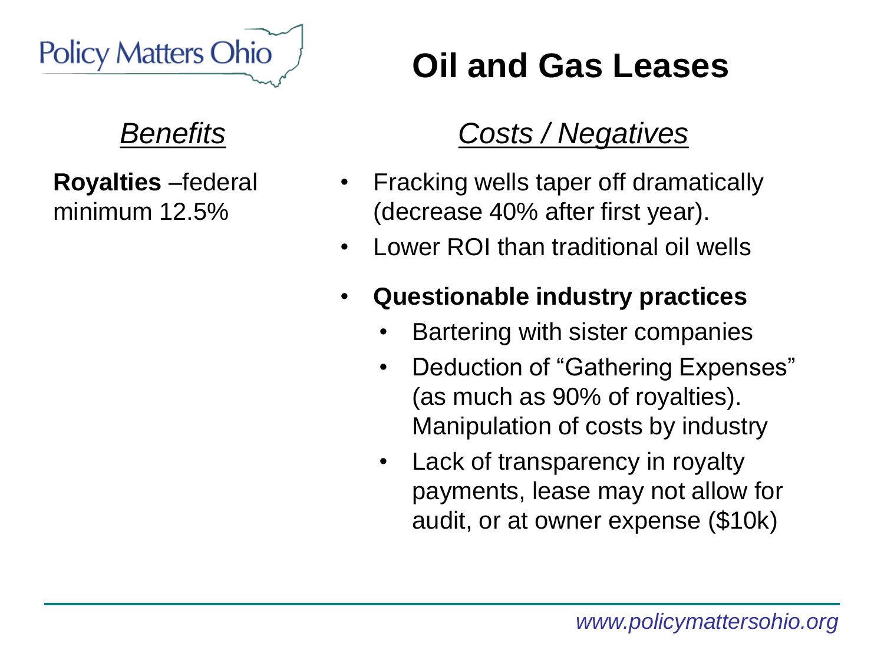# Oil and Gas Leases

## *Benefits*

**Royalties** –federal minimum 12.5%

## *Costs / Negatives*

- Fracking wells taper off dramatically (decrease 40% after first year).
- Lower ROI than traditional oil wells
- **Questionable industry practices**
  - Bartering with sister companies
  - Deduction of "Gathering Expenses" (as much as 90% of royalties). Manipulation of costs by industry
  - Lack of transparency in royalty payments, lease may not allow for audit, or at owner expense ($10k)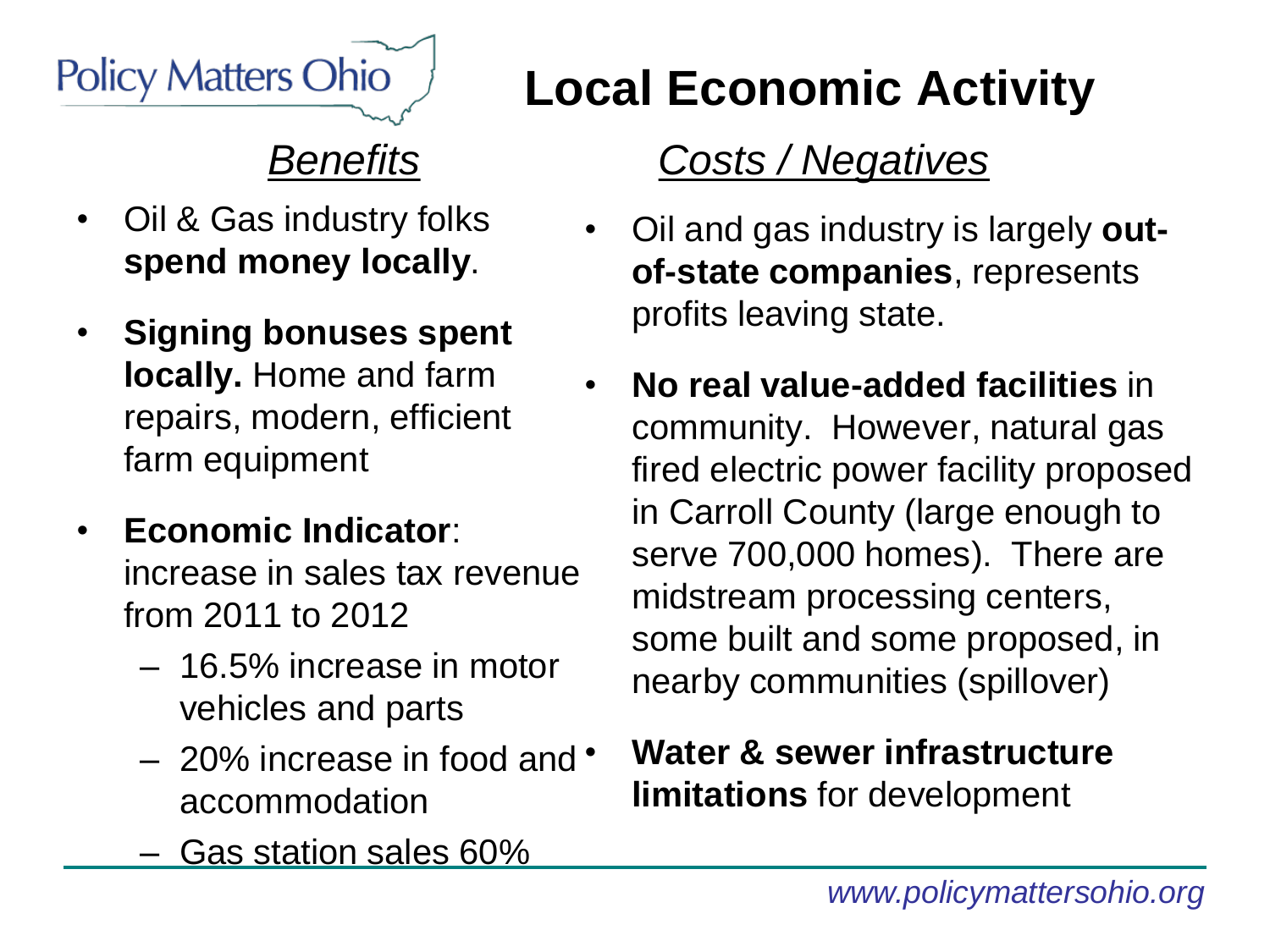Policy Matters Ohio

# Local Economic Activity

## *Benefits*

- Oil & Gas industry folks **spend money locally**.
- **Signing bonuses spent locally.** Home and farm repairs, modern, efficient farm equipment
- **Economic Indicator**: increase in sales tax revenue from 2011 to 2012
  - 16.5% increase in motor vehicles and parts
  - 20% increase in food and accommodation
  - Gas station sales 60%

## *Costs / Negatives*

- Oil and gas industry is largely **out-of-state companies**, represents profits leaving state.
- **No real value-added facilities** in community. However, natural gas fired electric power facility proposed in Carroll County (large enough to serve 700,000 homes). There are midstream processing centers, some built and some proposed, in nearby communities (spillover)
- **Water & sewer infrastructure limitations** for development

www.policymattersohio.org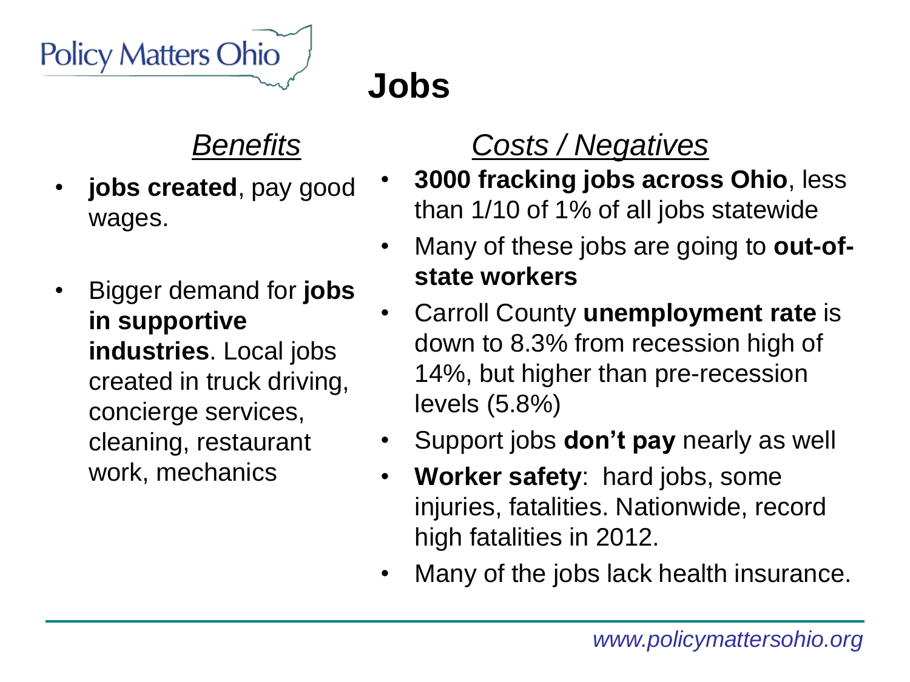# Jobs

## *Benefits*

- **jobs created**, pay good wages.
- Bigger demand for **jobs in supportive industries**. Local jobs created in truck driving, concierge services, cleaning, restaurant work, mechanics

## *Costs / Negatives*

- **3000 fracking jobs across Ohio**, less than 1/10 of 1% of all jobs statewide
- Many of these jobs are going to **out-of-state workers**
- Carroll County **unemployment rate** is down to 8.3% from recession high of 14%, but higher than pre-recession levels (5.8%)
- Support jobs **don't pay** nearly as well
- **Worker safety**: hard jobs, some injuries, fatalities. Nationwide, record high fatalities in 2012.
- Many of the jobs lack health insurance.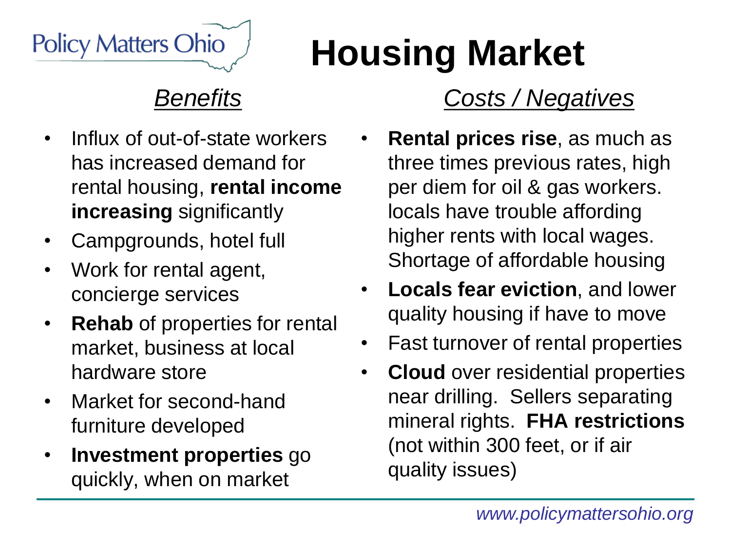Policy Matters Ohio

# Housing Market

## *Benefits*

- Influx of out-of-state workers has increased demand for rental housing, **rental income increasing** significantly
- Campgrounds, hotel full
- Work for rental agent, concierge services
- **Rehab** of properties for rental market, business at local hardware store
- Market for second-hand furniture developed
- **Investment properties** go quickly, when on market

## *Costs / Negatives*

- **Rental prices rise**, as much as three times previous rates, high per diem for oil & gas workers. locals have trouble affording higher rents with local wages. Shortage of affordable housing
- **Locals fear eviction**, and lower quality housing if have to move
- Fast turnover of rental properties
- **Cloud** over residential properties near drilling. Sellers separating mineral rights. **FHA restrictions** (not within 300 feet, or if air quality issues)

*www.policymattersohio.org*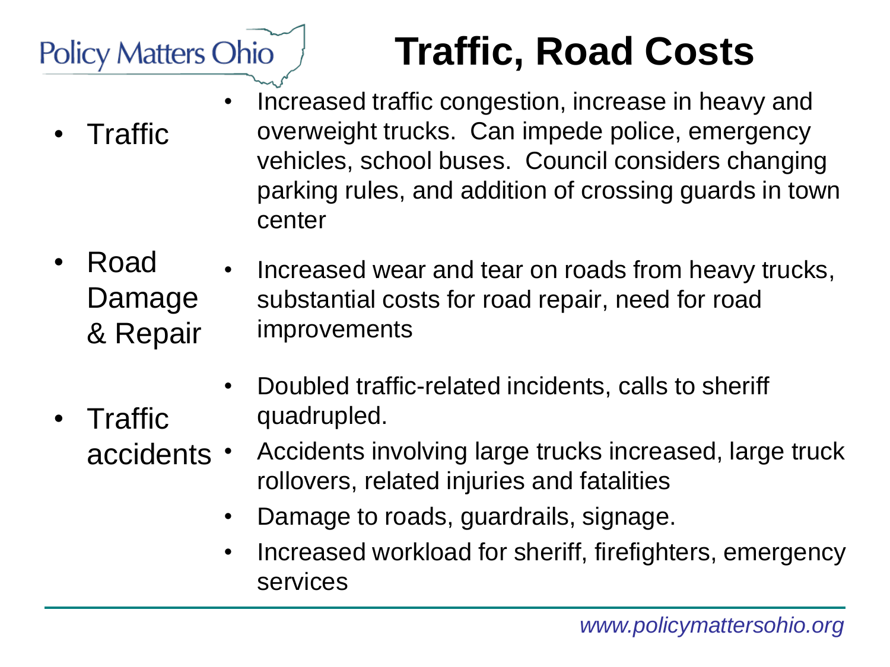# Traffic, Road Costs

- **Traffic**
  - Increased traffic congestion, increase in heavy and overweight trucks. Can impede police, emergency vehicles, school buses. Council considers changing parking rules, and addition of crossing guards in town center

- **Road Damage & Repair**
  - Increased wear and tear on roads from heavy trucks, substantial costs for road repair, need for road improvements

- **Traffic accidents**
  - Doubled traffic-related incidents, calls to sheriff quadrupled.
  - Accidents involving large trucks increased, large truck rollovers, related injuries and fatalities
  - Damage to roads, guardrails, signage.
  - Increased workload for sheriff, firefighters, emergency services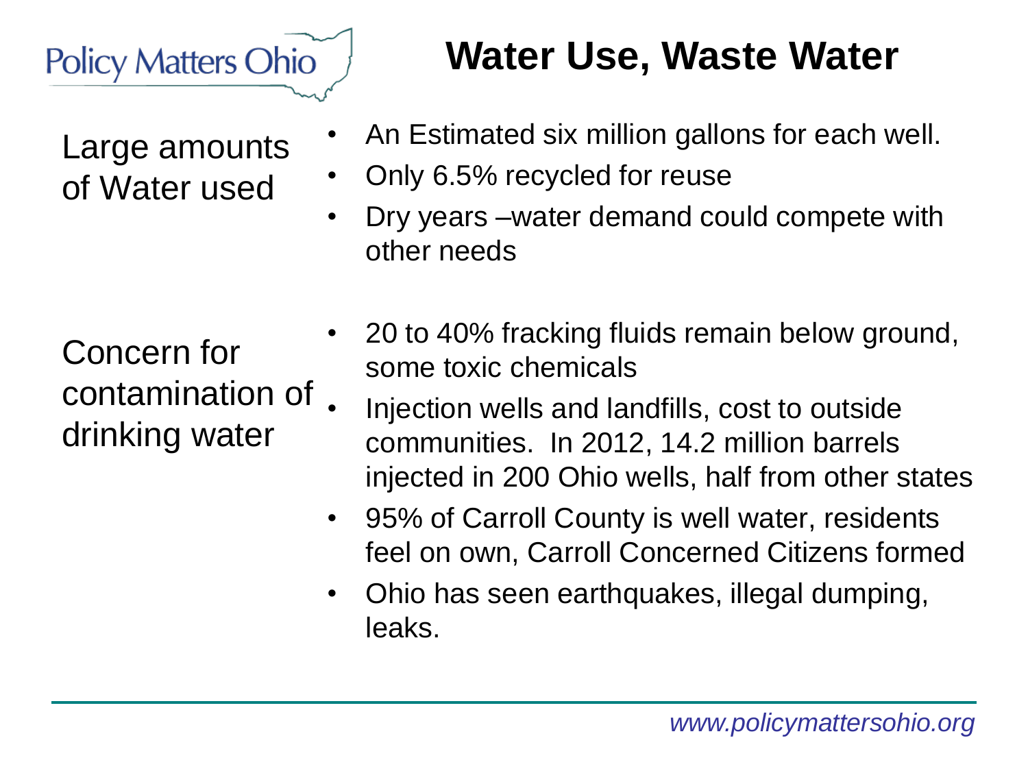# Water Use, Waste Water

Large amounts of Water used

- An Estimated six million gallons for each well.
- Only 6.5% recycled for reuse
- Dry years –water demand could compete with other needs

Concern for contamination of drinking water

- 20 to 40% fracking fluids remain below ground, some toxic chemicals
- Injection wells and landfills, cost to outside communities. In 2012, 14.2 million barrels injected in 200 Ohio wells, half from other states
- 95% of Carroll County is well water, residents feel on own, Carroll Concerned Citizens formed
- Ohio has seen earthquakes, illegal dumping, leaks.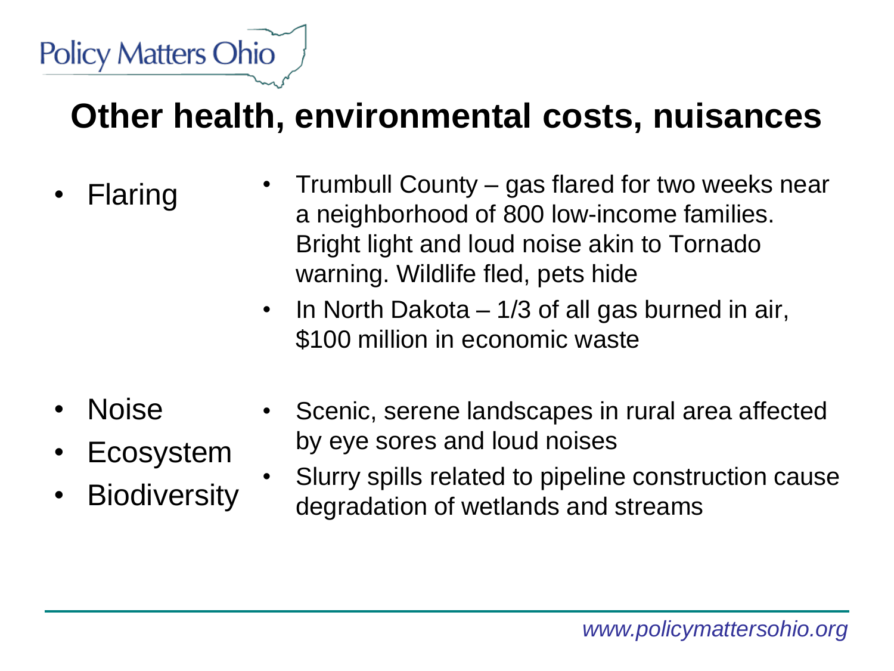# Other health, environmental costs, nuisances

- Flaring
  - Trumbull County – gas flared for two weeks near a neighborhood of 800 low-income families. Bright light and loud noise akin to Tornado warning. Wildlife fled, pets hide
  - In North Dakota – 1/3 of all gas burned in air, $100 million in economic waste

- Noise
- Ecosystem
- Biodiversity
  - Scenic, serene landscapes in rural area affected by eye sores and loud noises
  - Slurry spills related to pipeline construction cause degradation of wetlands and streams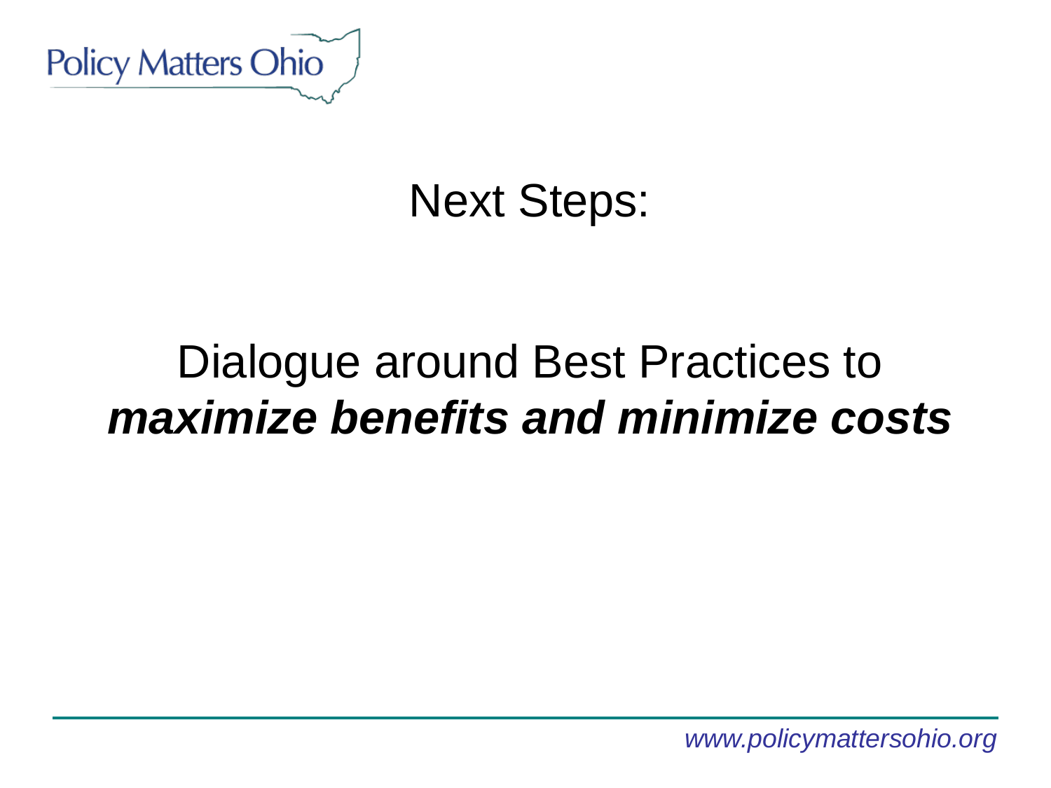# Next Steps:

Dialogue around Best Practices to ***maximize benefits and minimize costs***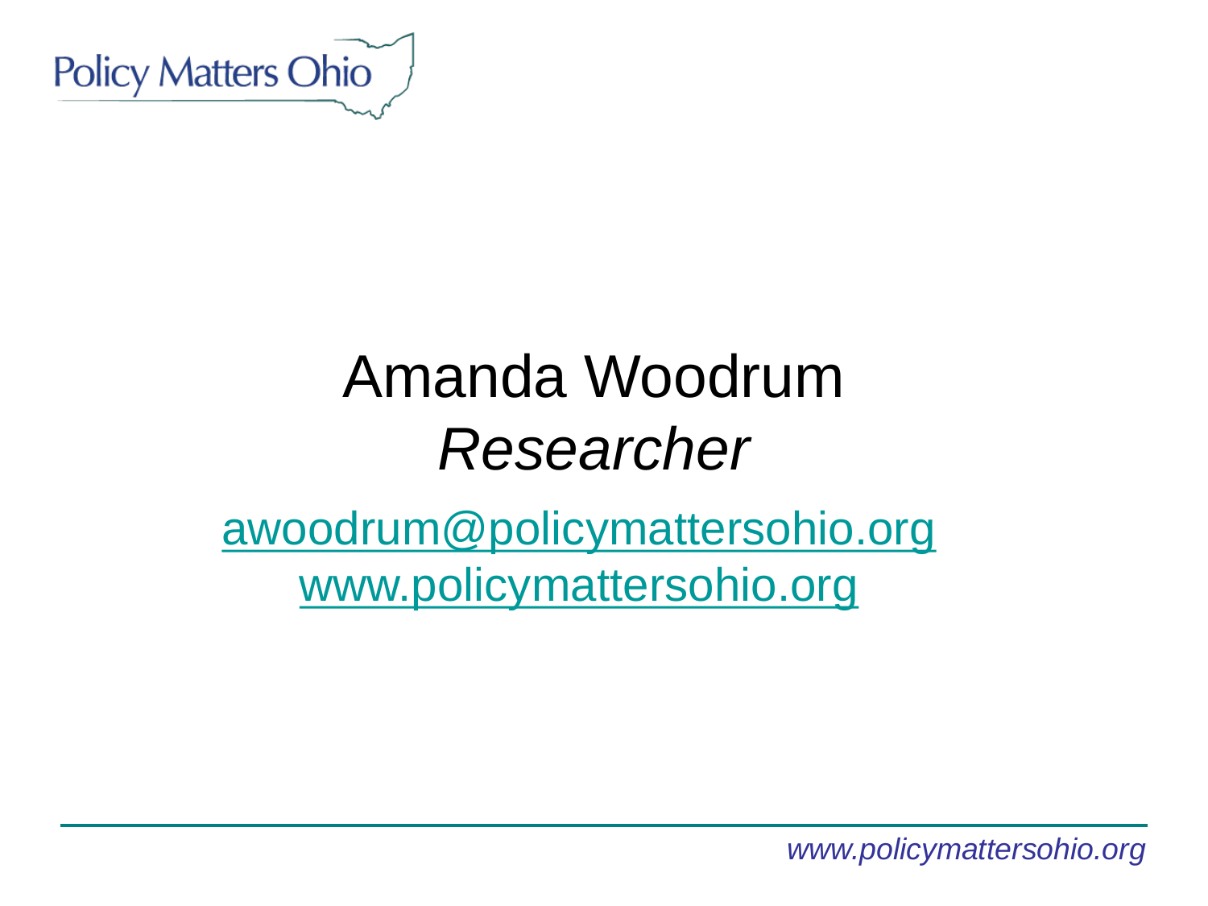Policy Matters Ohio

Amanda Woodrum

*Researcher*

awoodrum@policymattersohio.org

www.policymattersohio.org